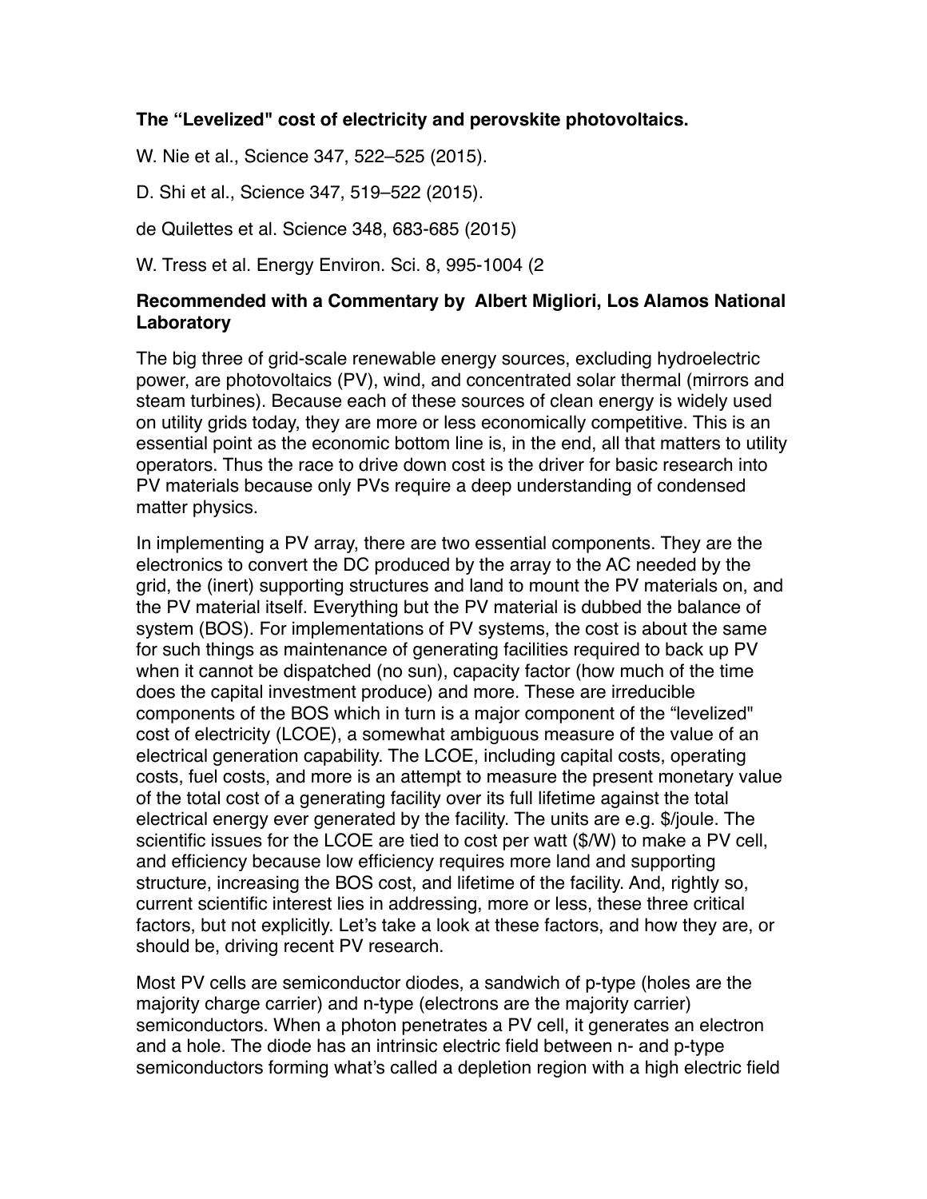**The "Levelized" cost of electricity and perovskite photovoltaics.**

W. Nie et al., Science 347, 522–525 (2015).

D. Shi et al., Science 347, 519–522 (2015).

de Quilettes et al. Science 348, 683-685 (2015)

W. Tress et al. Energy Environ. Sci. 8, 995-1004 (2

**Recommended with a Commentary by Albert Migliori, Los Alamos National Laboratory**

The big three of grid-scale renewable energy sources, excluding hydroelectric power, are photovoltaics (PV), wind, and concentrated solar thermal (mirrors and steam turbines). Because each of these sources of clean energy is widely used on utility grids today, they are more or less economically competitive. This is an essential point as the economic bottom line is, in the end, all that matters to utility operators. Thus the race to drive down cost is the driver for basic research into PV materials because only PVs require a deep understanding of condensed matter physics.

In implementing a PV array, there are two essential components. They are the electronics to convert the DC produced by the array to the AC needed by the grid, the (inert) supporting structures and land to mount the PV materials on, and the PV material itself. Everything but the PV material is dubbed the balance of system (BOS). For implementations of PV systems, the cost is about the same for such things as maintenance of generating facilities required to back up PV when it cannot be dispatched (no sun), capacity factor (how much of the time does the capital investment produce) and more. These are irreducible components of the BOS which in turn is a major component of the "levelized" cost of electricity (LCOE), a somewhat ambiguous measure of the value of an electrical generation capability. The LCOE, including capital costs, operating costs, fuel costs, and more is an attempt to measure the present monetary value of the total cost of a generating facility over its full lifetime against the total electrical energy ever generated by the facility. The units are e.g. \$/joule. The scientific issues for the LCOE are tied to cost per watt (\$/W) to make a PV cell, and efficiency because low efficiency requires more land and supporting structure, increasing the BOS cost, and lifetime of the facility. And, rightly so, current scientific interest lies in addressing, more or less, these three critical factors, but not explicitly. Let's take a look at these factors, and how they are, or should be, driving recent PV research.

Most PV cells are semiconductor diodes, a sandwich of p-type (holes are the majority charge carrier) and n-type (electrons are the majority carrier) semiconductors. When a photon penetrates a PV cell, it generates an electron and a hole. The diode has an intrinsic electric field between n- and p-type semiconductors forming what's called a depletion region with a high electric field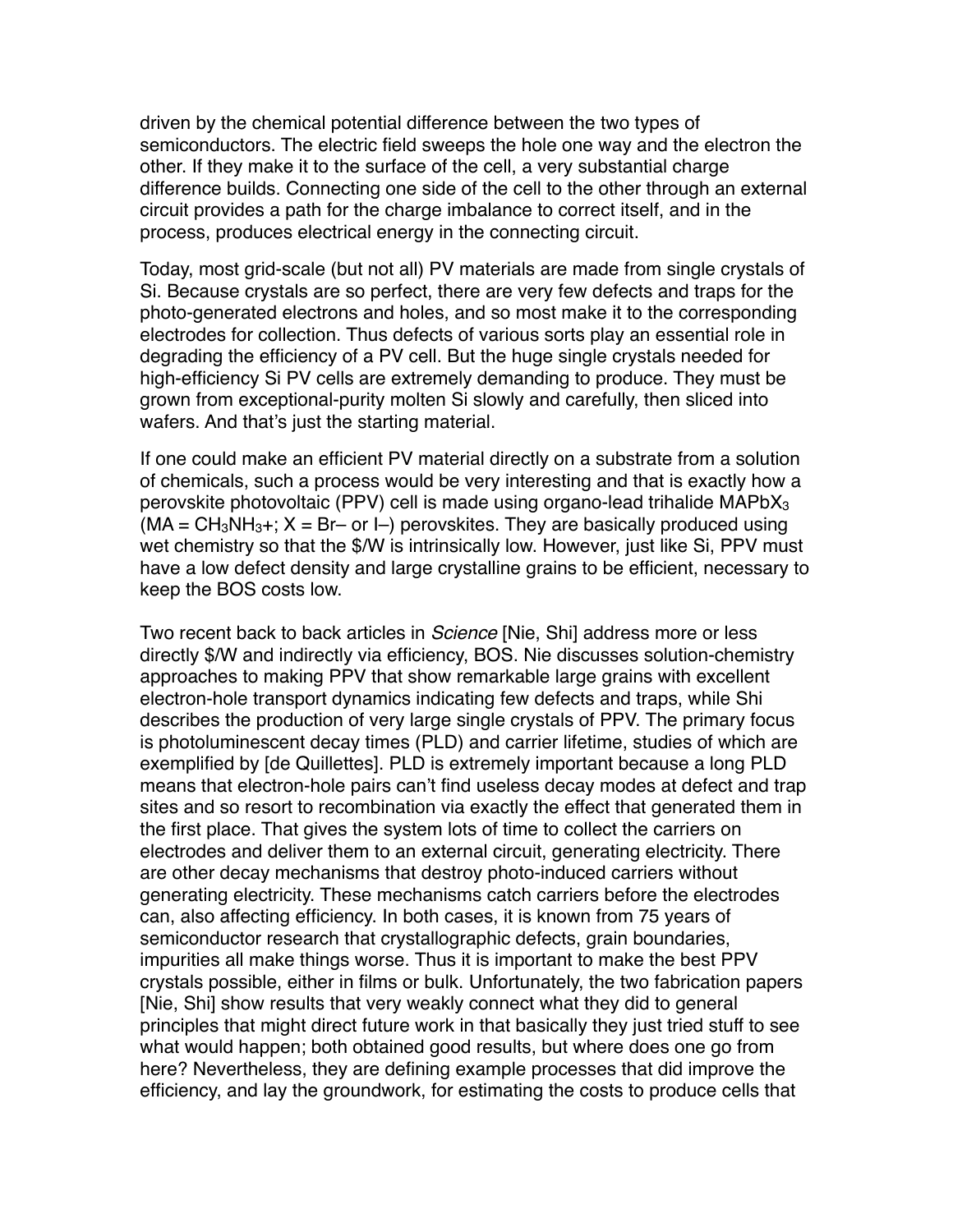driven by the chemical potential difference between the two types of semiconductors. The electric field sweeps the hole one way and the electron the other. If they make it to the surface of the cell, a very substantial charge difference builds. Connecting one side of the cell to the other through an external circuit provides a path for the charge imbalance to correct itself, and in the process, produces electrical energy in the connecting circuit.

Today, most grid-scale (but not all) PV materials are made from single crystals of Si. Because crystals are so perfect, there are very few defects and traps for the photo-generated electrons and holes, and so most make it to the corresponding electrodes for collection. Thus defects of various sorts play an essential role in degrading the efficiency of a PV cell. But the huge single crystals needed for high-efficiency Si PV cells are extremely demanding to produce. They must be grown from exceptional-purity molten Si slowly and carefully, then sliced into wafers. And that's just the starting material.

If one could make an efficient PV material directly on a substrate from a solution of chemicals, such a process would be very interesting and that is exactly how a perovskite photovoltaic (PPV) cell is made using organo-lead trihalide $MAPbX_3$ ($MA = CH_3NH_3+$; $X$ = Br– or I–) perovskites. They are basically produced using wet chemistry so that the \$/W is intrinsically low. However, just like Si, PPV must have a low defect density and large crystalline grains to be efficient, necessary to keep the BOS costs low.

Two recent back to back articles in *Science* [Nie, Shi] address more or less directly \$/W and indirectly via efficiency, BOS. Nie discusses solution-chemistry approaches to making PPV that show remarkable large grains with excellent electron-hole transport dynamics indicating few defects and traps, while Shi describes the production of very large single crystals of PPV. The primary focus is photoluminescent decay times (PLD) and carrier lifetime, studies of which are exemplified by [de Quillettes]. PLD is extremely important because a long PLD means that electron-hole pairs can't find useless decay modes at defect and trap sites and so resort to recombination via exactly the effect that generated them in the first place. That gives the system lots of time to collect the carriers on electrodes and deliver them to an external circuit, generating electricity. There are other decay mechanisms that destroy photo-induced carriers without generating electricity. These mechanisms catch carriers before the electrodes can, also affecting efficiency. In both cases, it is known from 75 years of semiconductor research that crystallographic defects, grain boundaries, impurities all make things worse. Thus it is important to make the best PPV crystals possible, either in films or bulk. Unfortunately, the two fabrication papers [Nie, Shi] show results that very weakly connect what they did to general principles that might direct future work in that basically they just tried stuff to see what would happen; both obtained good results, but where does one go from here? Nevertheless, they are defining example processes that did improve the efficiency, and lay the groundwork, for estimating the costs to produce cells that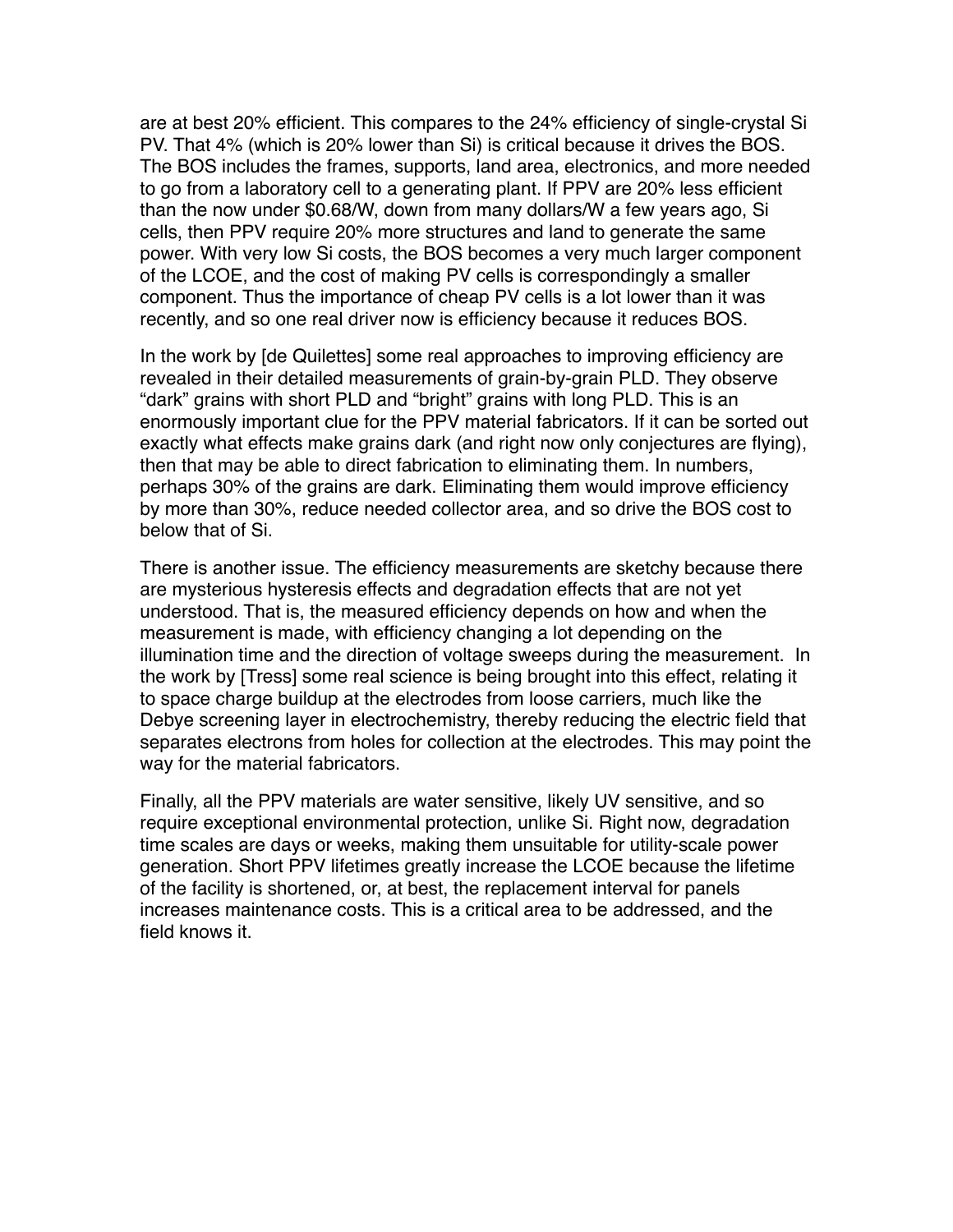are at best 20% efficient. This compares to the 24% efficiency of single-crystal Si PV. That 4% (which is 20% lower than Si) is critical because it drives the BOS. The BOS includes the frames, supports, land area, electronics, and more needed to go from a laboratory cell to a generating plant. If PPV are 20% less efficient than the now under $0.68/W, down from many dollars/W a few years ago, Si cells, then PPV require 20% more structures and land to generate the same power. With very low Si costs, the BOS becomes a very much larger component of the LCOE, and the cost of making PV cells is correspondingly a smaller component. Thus the importance of cheap PV cells is a lot lower than it was recently, and so one real driver now is efficiency because it reduces BOS.

In the work by [de Quilettes] some real approaches to improving efficiency are revealed in their detailed measurements of grain-by-grain PLD. They observe "dark" grains with short PLD and "bright" grains with long PLD. This is an enormously important clue for the PPV material fabricators. If it can be sorted out exactly what effects make grains dark (and right now only conjectures are flying), then that may be able to direct fabrication to eliminating them. In numbers, perhaps 30% of the grains are dark. Eliminating them would improve efficiency by more than 30%, reduce needed collector area, and so drive the BOS cost to below that of Si.

There is another issue. The efficiency measurements are sketchy because there are mysterious hysteresis effects and degradation effects that are not yet understood. That is, the measured efficiency depends on how and when the measurement is made, with efficiency changing a lot depending on the illumination time and the direction of voltage sweeps during the measurement. In the work by [Tress] some real science is being brought into this effect, relating it to space charge buildup at the electrodes from loose carriers, much like the Debye screening layer in electrochemistry, thereby reducing the electric field that separates electrons from holes for collection at the electrodes. This may point the way for the material fabricators.

Finally, all the PPV materials are water sensitive, likely UV sensitive, and so require exceptional environmental protection, unlike Si. Right now, degradation time scales are days or weeks, making them unsuitable for utility-scale power generation. Short PPV lifetimes greatly increase the LCOE because the lifetime of the facility is shortened, or, at best, the replacement interval for panels increases maintenance costs. This is a critical area to be addressed, and the field knows it.